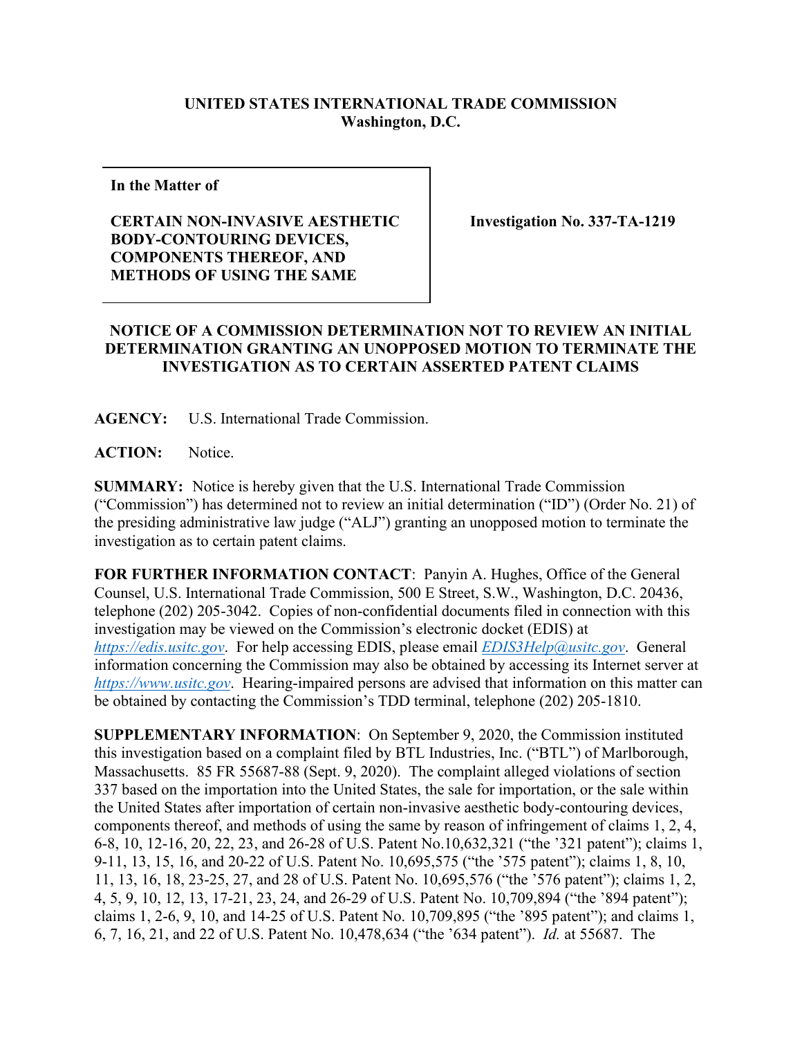**UNITED STATES INTERNATIONAL TRADE COMMISSION**
**Washington, D.C.**

| **In the Matter of** **CERTAIN NON-INVASIVE AESTHETIC BODY-CONTOURING DEVICES, COMPONENTS THEREOF, AND METHODS OF USING THE SAME** | **Investigation No. 337-TA-1219** |
| --- | --- |

**NOTICE OF A COMMISSION DETERMINATION NOT TO REVIEW AN INITIAL DETERMINATION GRANTING AN UNOPPOSED MOTION TO TERMINATE THE INVESTIGATION AS TO CERTAIN ASSERTED PATENT CLAIMS**

**AGENCY:** U.S. International Trade Commission.

**ACTION:** Notice.

**SUMMARY:** Notice is hereby given that the U.S. International Trade Commission ("Commission") has determined not to review an initial determination ("ID") (Order No. 21) of the presiding administrative law judge ("ALJ") granting an unopposed motion to terminate the investigation as to certain patent claims.

**FOR FURTHER INFORMATION CONTACT**: Panyin A. Hughes, Office of the General Counsel, U.S. International Trade Commission, 500 E Street, S.W., Washington, D.C. 20436, telephone (202) 205-3042. Copies of non-confidential documents filed in connection with this investigation may be viewed on the Commission's electronic docket (EDIS) at *https://edis.usitc.gov*. For help accessing EDIS, please email *EDIS3Help@usitc.gov*. General information concerning the Commission may also be obtained by accessing its Internet server at *https://www.usitc.gov*. Hearing-impaired persons are advised that information on this matter can be obtained by contacting the Commission's TDD terminal, telephone (202) 205-1810.

**SUPPLEMENTARY INFORMATION**: On September 9, 2020, the Commission instituted this investigation based on a complaint filed by BTL Industries, Inc. ("BTL") of Marlborough, Massachusetts. 85 FR 55687-88 (Sept. 9, 2020). The complaint alleged violations of section 337 based on the importation into the United States, the sale for importation, or the sale within the United States after importation of certain non-invasive aesthetic body-contouring devices, components thereof, and methods of using the same by reason of infringement of claims 1, 2, 4, 6-8, 10, 12-16, 20, 22, 23, and 26-28 of U.S. Patent No.10,632,321 ("the '321 patent"); claims 1, 9-11, 13, 15, 16, and 20-22 of U.S. Patent No. 10,695,575 ("the '575 patent"); claims 1, 8, 10, 11, 13, 16, 18, 23-25, 27, and 28 of U.S. Patent No. 10,695,576 ("the '576 patent"); claims 1, 2, 4, 5, 9, 10, 12, 13, 17-21, 23, 24, and 26-29 of U.S. Patent No. 10,709,894 ("the '894 patent"); claims 1, 2-6, 9, 10, and 14-25 of U.S. Patent No. 10,709,895 ("the '895 patent"); and claims 1, 6, 7, 16, 21, and 22 of U.S. Patent No. 10,478,634 ("the '634 patent"). *Id.* at 55687. The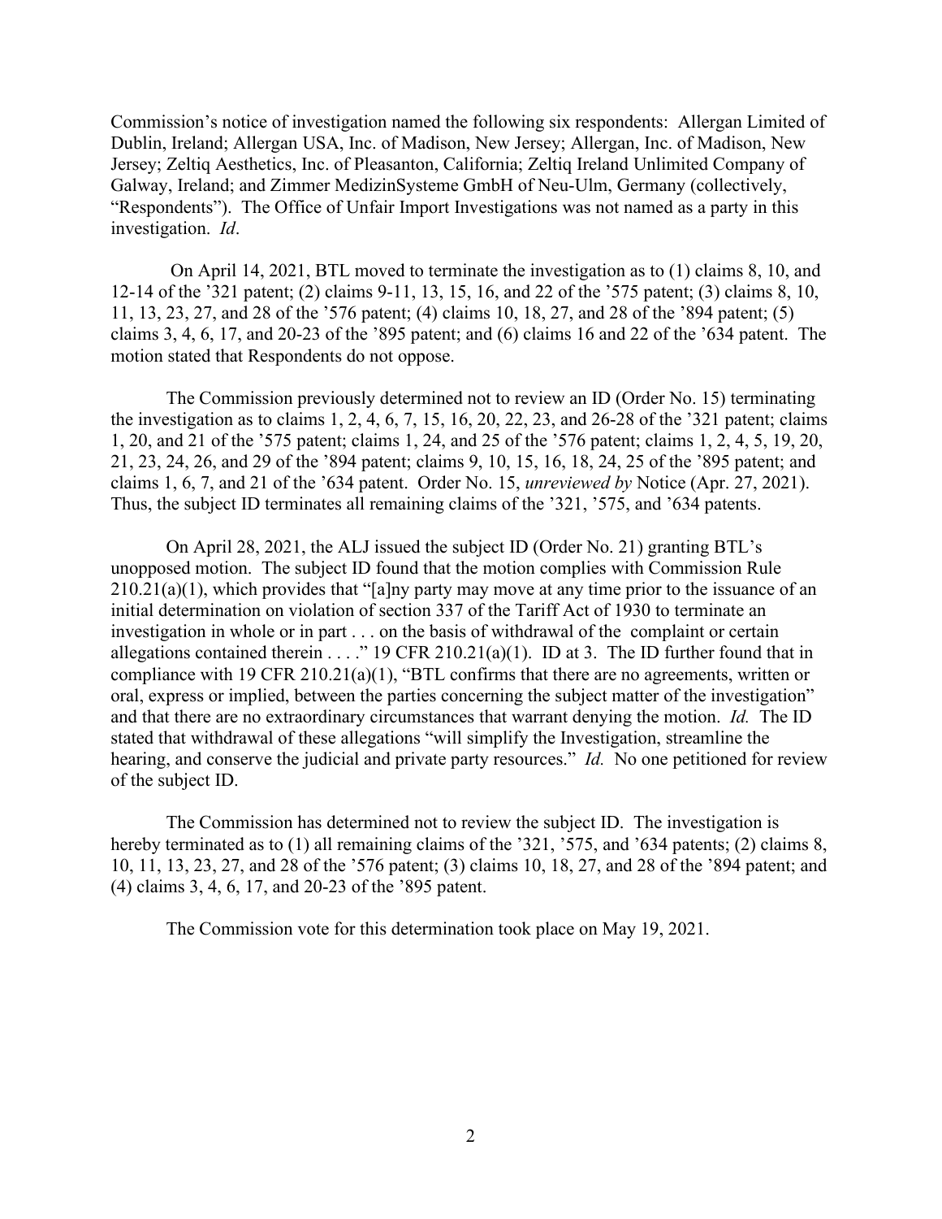Commission's notice of investigation named the following six respondents: Allergan Limited of Dublin, Ireland; Allergan USA, Inc. of Madison, New Jersey; Allergan, Inc. of Madison, New Jersey; Zeltiq Aesthetics, Inc. of Pleasanton, California; Zeltiq Ireland Unlimited Company of Galway, Ireland; and Zimmer MedizinSysteme GmbH of Neu-Ulm, Germany (collectively, "Respondents"). The Office of Unfair Import Investigations was not named as a party in this investigation. *Id*.

On April 14, 2021, BTL moved to terminate the investigation as to (1) claims 8, 10, and 12-14 of the '321 patent; (2) claims 9-11, 13, 15, 16, and 22 of the '575 patent; (3) claims 8, 10, 11, 13, 23, 27, and 28 of the '576 patent; (4) claims 10, 18, 27, and 28 of the '894 patent; (5) claims 3, 4, 6, 17, and 20-23 of the '895 patent; and (6) claims 16 and 22 of the '634 patent. The motion stated that Respondents do not oppose.

The Commission previously determined not to review an ID (Order No. 15) terminating the investigation as to claims 1, 2, 4, 6, 7, 15, 16, 20, 22, 23, and 26-28 of the '321 patent; claims 1, 20, and 21 of the '575 patent; claims 1, 24, and 25 of the '576 patent; claims 1, 2, 4, 5, 19, 20, 21, 23, 24, 26, and 29 of the '894 patent; claims 9, 10, 15, 16, 18, 24, 25 of the '895 patent; and claims 1, 6, 7, and 21 of the '634 patent. Order No. 15, *unreviewed by* Notice (Apr. 27, 2021). Thus, the subject ID terminates all remaining claims of the '321, '575, and '634 patents.

On April 28, 2021, the ALJ issued the subject ID (Order No. 21) granting BTL's unopposed motion. The subject ID found that the motion complies with Commission Rule 210.21(a)(1), which provides that "[a]ny party may move at any time prior to the issuance of an initial determination on violation of section 337 of the Tariff Act of 1930 to terminate an investigation in whole or in part . . . on the basis of withdrawal of the complaint or certain allegations contained therein . . . ." 19 CFR 210.21(a)(1). ID at 3. The ID further found that in compliance with 19 CFR 210.21(a)(1), "BTL confirms that there are no agreements, written or oral, express or implied, between the parties concerning the subject matter of the investigation" and that there are no extraordinary circumstances that warrant denying the motion. *Id.* The ID stated that withdrawal of these allegations "will simplify the Investigation, streamline the hearing, and conserve the judicial and private party resources." *Id.* No one petitioned for review of the subject ID.

The Commission has determined not to review the subject ID. The investigation is hereby terminated as to (1) all remaining claims of the '321, '575, and '634 patents; (2) claims 8, 10, 11, 13, 23, 27, and 28 of the '576 patent; (3) claims 10, 18, 27, and 28 of the '894 patent; and (4) claims 3, 4, 6, 17, and 20-23 of the '895 patent.

The Commission vote for this determination took place on May 19, 2021.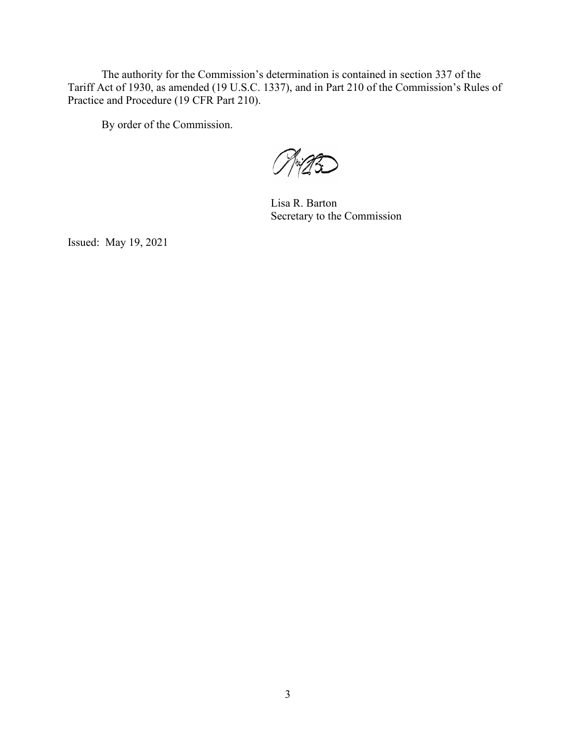The authority for the Commission's determination is contained in section 337 of the Tariff Act of 1930, as amended (19 U.S.C. 1337), and in Part 210 of the Commission's Rules of Practice and Procedure (19 CFR Part 210).

By order of the Commission.

Lisa R. Barton
Secretary to the Commission

Issued: May 19, 2021